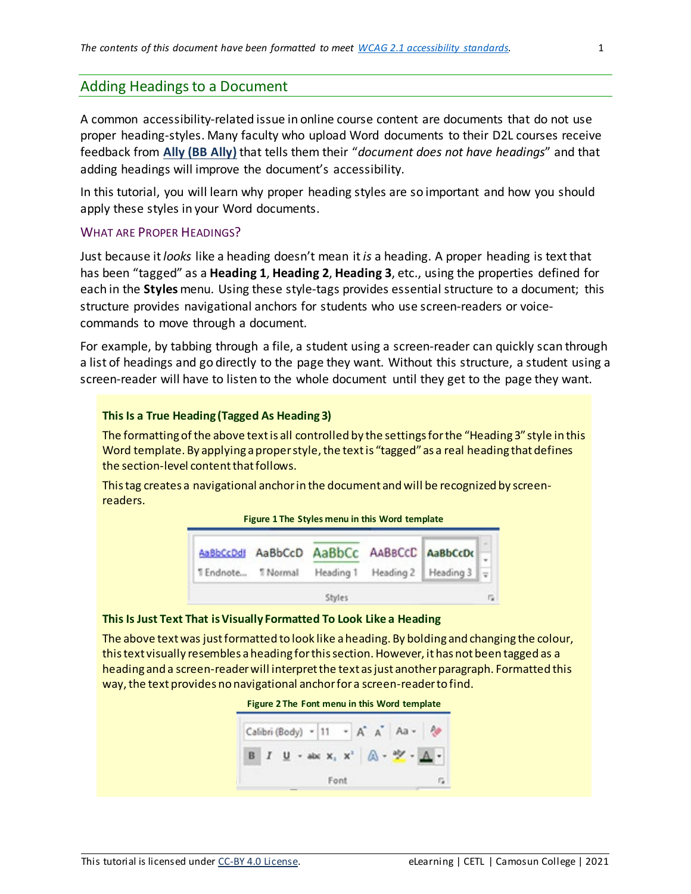## Adding Headings to a Document

A common accessibility-related issue in online course content are documents that do not use proper heading-styles. Many faculty who upload Word documents to their D2L courses receive feedback from **Ally (BB Ally)** that tells them their "*document does not have headings*" and that adding headings will improve the document's accessibility.

In this tutorial, you will learn why proper heading styles are so important and how you should apply these styles in your Word documents.

### What are Proper Headings?

Just because it *looks* like a heading doesn't mean it *is* a heading. A proper heading is text that has been "tagged" as a **Heading 1**, **Heading 2**, **Heading 3**, etc., using the properties defined for each in the **Styles** menu. Using these style-tags provides essential structure to a document; this structure provides navigational anchors for students who use screen-readers or voice-commands to move through a document.

For example, by tabbing through a file, a student using a screen-reader can quickly scan through a list of headings and go directly to the page they want. Without this structure, a student using a screen-reader will have to listen to the whole document until they get to the page they want.

#### This Is a True Heading (Tagged As Heading 3)

The formatting of the above text is all controlled by the settings for the "Heading 3" style in this Word template. By applying a proper style, the text is "tagged" as a real heading that defines the section-level content that follows.

This tag creates a navigational anchor in the document and will be recognized by screen-readers.

**Figure 1 The Styles menu in this Word template**

**This Is Just Text That is Visually Formatted To Look Like a Heading**

The above text was just formatted to look like a heading. By bolding and changing the colour, this text visually resembles a heading for this section. However, it has not been tagged as a heading and a screen-reader will interpret the text as just another paragraph. Formatted this way, the text provides no navigational anchor for a screen-reader to find.

**Figure 2 The Font menu in this Word template**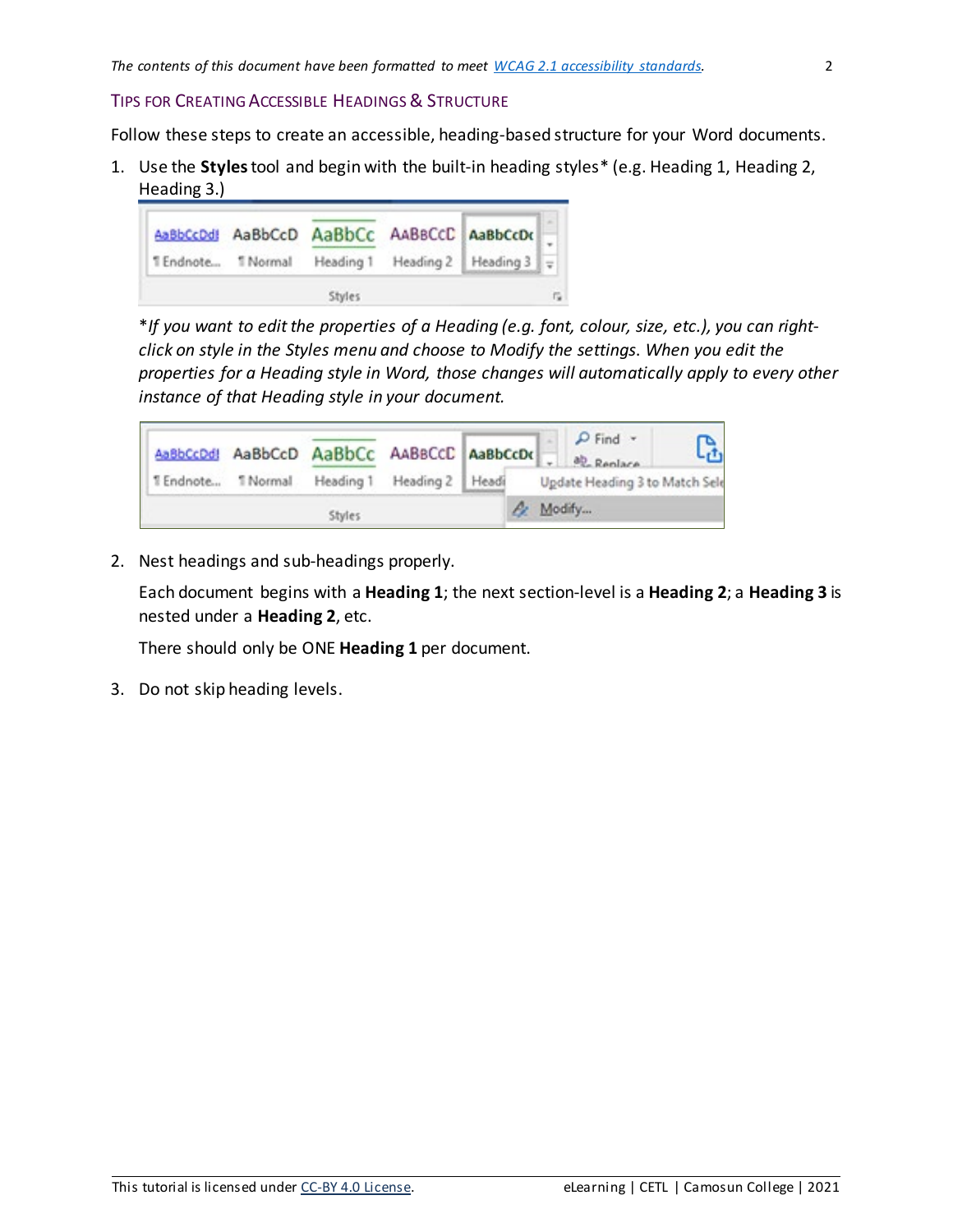## Tips for Creating Accessible Headings & Structure

Follow these steps to create an accessible, heading-based structure for your Word documents.

1. Use the **Styles** tool and begin with the built-in heading styles* (e.g. Heading 1, Heading 2, Heading 3.)

   *\*If you want to edit the properties of a Heading (e.g. font, colour, size, etc.), you can right-click on style in the Styles menu and choose to Modify the settings. When you edit the properties for a Heading style in Word, those changes will automatically apply to every other instance of that Heading style in your document.*

2. Nest headings and sub-headings properly.

   Each document begins with a **Heading 1**; the next section-level is a **Heading 2**; a **Heading 3** is nested under a **Heading 2**, etc.

   There should only be ONE **Heading 1** per document.

3. Do not skip heading levels.

This tutorial is licensed under [CC-BY 4.0 License](). eLearning | CETL | Camosun College | 2021